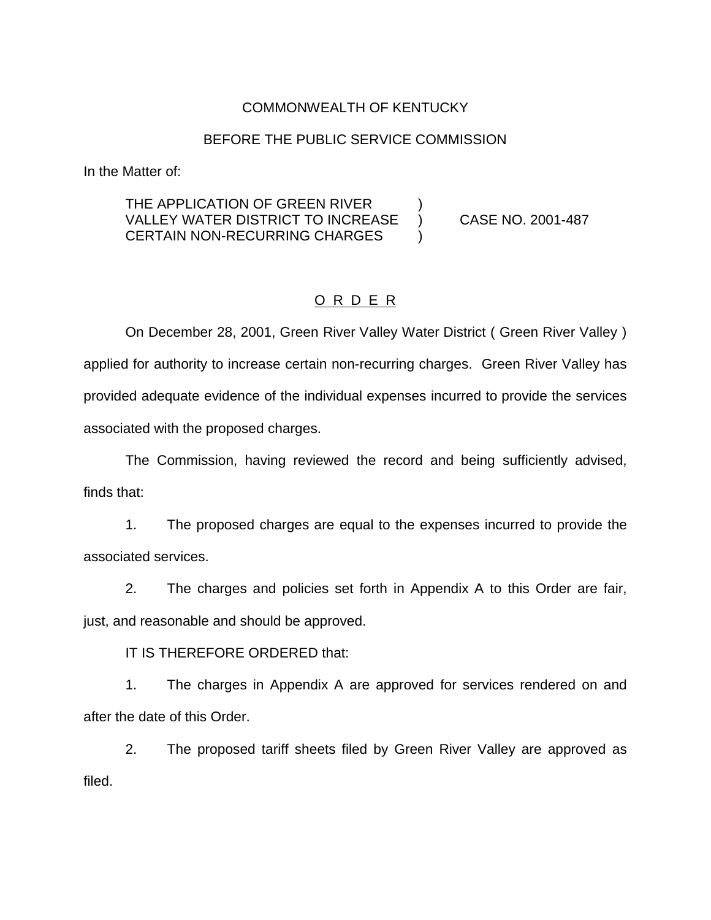COMMONWEALTH OF KENTUCKY

BEFORE THE PUBLIC SERVICE COMMISSION

In the Matter of:

THE APPLICATION OF GREEN RIVER VALLEY WATER DISTRICT TO INCREASE CERTAIN NON-RECURRING CHARGES ) CASE NO. 2001-487

## O R D E R

On December 28, 2001, Green River Valley Water District ( Green River Valley ) applied for authority to increase certain non-recurring charges. Green River Valley has provided adequate evidence of the individual expenses incurred to provide the services associated with the proposed charges.

The Commission, having reviewed the record and being sufficiently advised, finds that:

1. The proposed charges are equal to the expenses incurred to provide the associated services.

2. The charges and policies set forth in Appendix A to this Order are fair, just, and reasonable and should be approved.

IT IS THEREFORE ORDERED that:

1. The charges in Appendix A are approved for services rendered on and after the date of this Order.

2. The proposed tariff sheets filed by Green River Valley are approved as filed.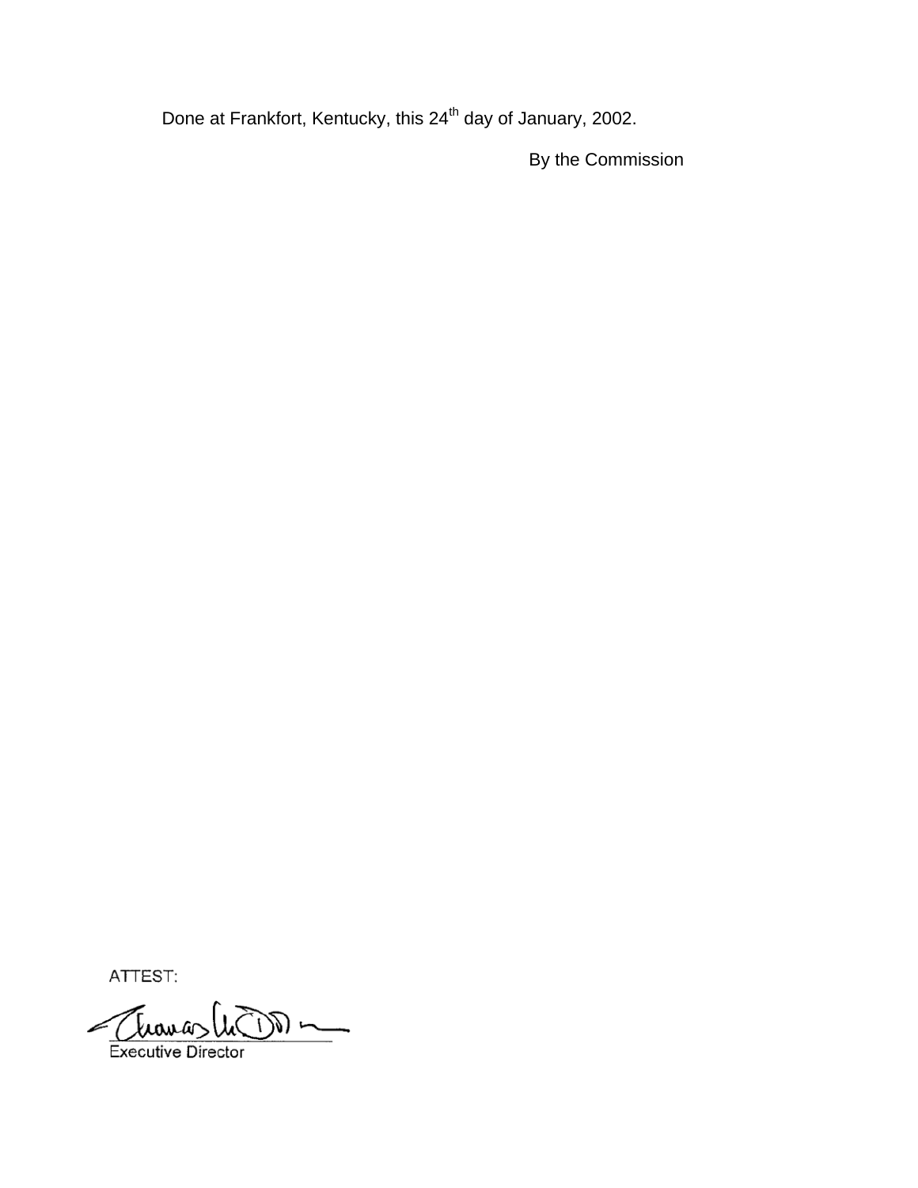Done at Frankfort, Kentucky, this 24th day of January, 2002.

By the Commission

ATTEST:

Executive Director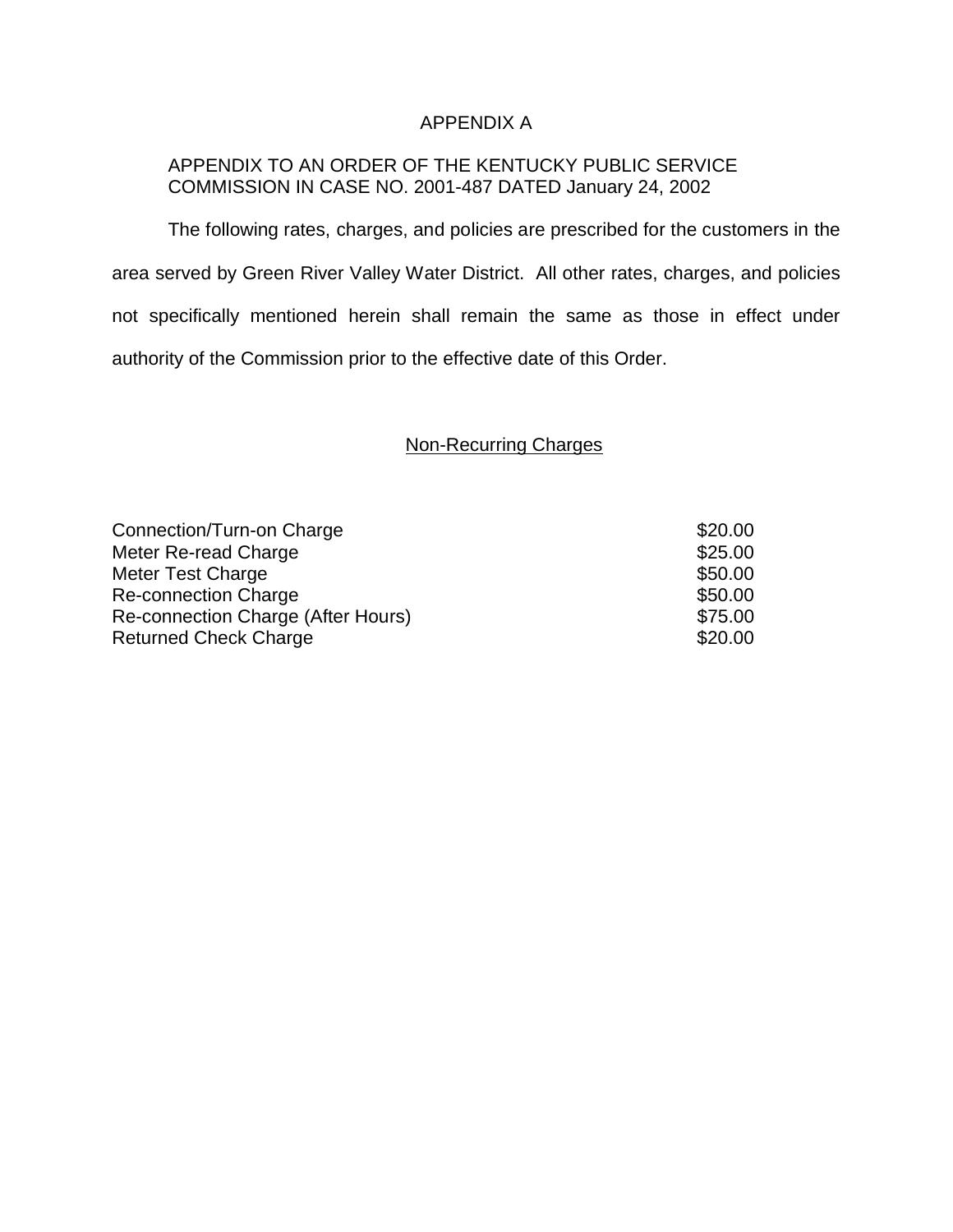# APPENDIX A

APPENDIX TO AN ORDER OF THE KENTUCKY PUBLIC SERVICE COMMISSION IN CASE NO. 2001-487 DATED January 24, 2002

The following rates, charges, and policies are prescribed for the customers in the area served by Green River Valley Water District. All other rates, charges, and policies not specifically mentioned herein shall remain the same as those in effect under authority of the Commission prior to the effective date of this Order.

## Non-Recurring Charges

| | |
|---|---|
| Connection/Turn-on Charge | \$20.00 |
| Meter Re-read Charge | \$25.00 |
| Meter Test Charge | \$50.00 |
| Re-connection Charge | \$50.00 |
| Re-connection Charge (After Hours) | \$75.00 |
| Returned Check Charge | \$20.00 |